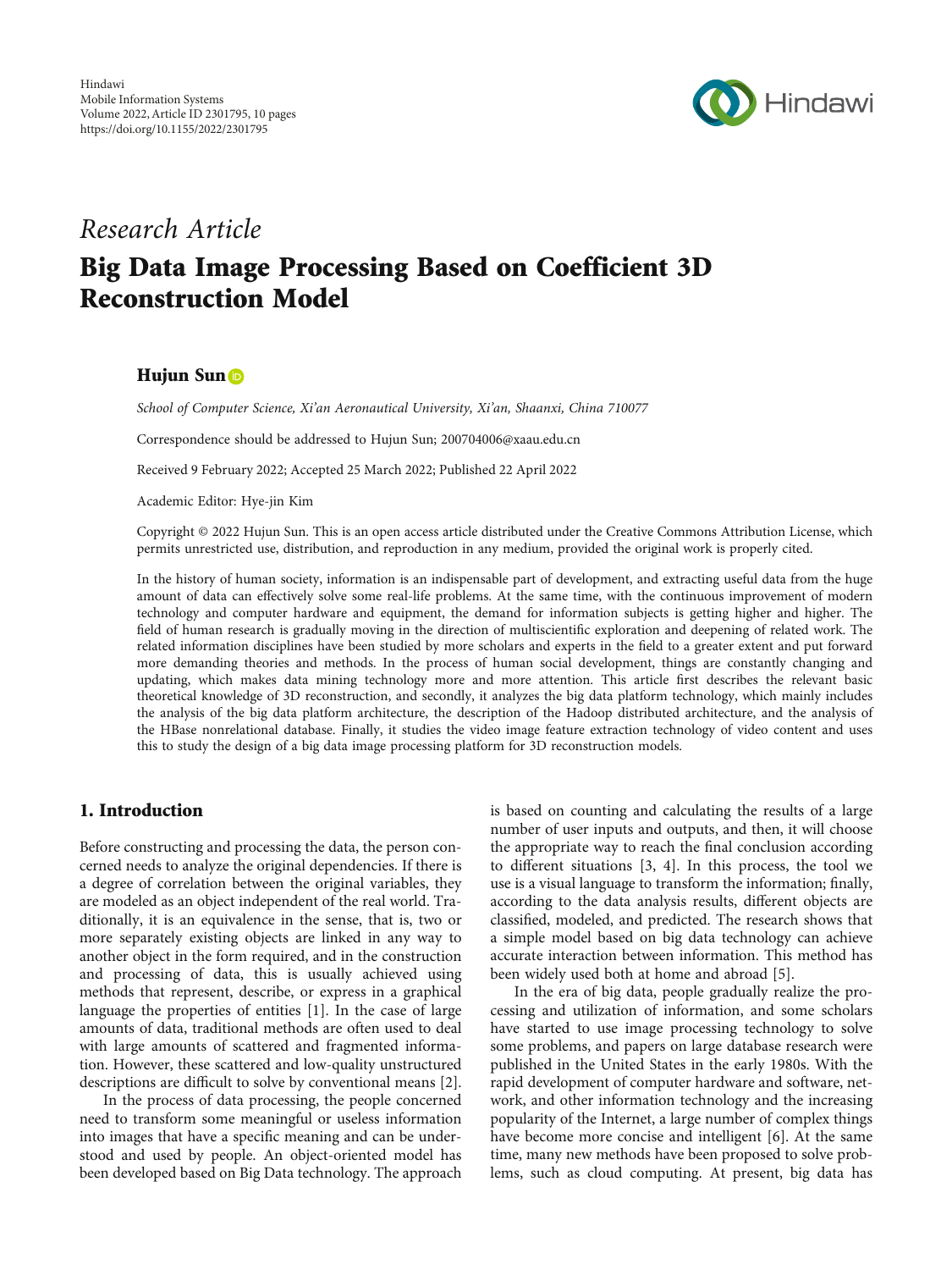Hindawi
Mobile Information Systems
Volume 2022, Article ID 2301795, 10 pages
https://doi.org/10.1155/2022/2301795

*Research Article*

# Big Data Image Processing Based on Coefficient 3D Reconstruction Model

**Hujun Sun**

*School of Computer Science, Xi'an Aeronautical University, Xi'an, Shaanxi, China 710077*

Correspondence should be addressed to Hujun Sun; 200704006@xaau.edu.cn

Received 9 February 2022; Accepted 25 March 2022; Published 22 April 2022

Academic Editor: Hye-jin Kim

Copyright © 2022 Hujun Sun. This is an open access article distributed under the Creative Commons Attribution License, which permits unrestricted use, distribution, and reproduction in any medium, provided the original work is properly cited.

In the history of human society, information is an indispensable part of development, and extracting useful data from the huge amount of data can effectively solve some real-life problems. At the same time, with the continuous improvement of modern technology and computer hardware and equipment, the demand for information subjects is getting higher and higher. The field of human research is gradually moving in the direction of multiscientific exploration and deepening of related work. The related information disciplines have been studied by more scholars and experts in the field to a greater extent and put forward more demanding theories and methods. In the process of human social development, things are constantly changing and updating, which makes data mining technology more and more attention. This article first describes the relevant basic theoretical knowledge of 3D reconstruction, and secondly, it analyzes the big data platform technology, which mainly includes the analysis of the big data platform architecture, the description of the Hadoop distributed architecture, and the analysis of the HBase nonrelational database. Finally, it studies the video image feature extraction technology of video content and uses this to study the design of a big data image processing platform for 3D reconstruction models.

## 1. Introduction

Before constructing and processing the data, the person concerned needs to analyze the original dependencies. If there is a degree of correlation between the original variables, they are modeled as an object independent of the real world. Traditionally, it is an equivalence in the sense, that is, two or more separately existing objects are linked in any way to another object in the form required, and in the construction and processing of data, this is usually achieved using methods that represent, describe, or express in a graphical language the properties of entities [1]. In the case of large amounts of data, traditional methods are often used to deal with large amounts of scattered and fragmented information. However, these scattered and low-quality unstructured descriptions are difficult to solve by conventional means [2].

In the process of data processing, the people concerned need to transform some meaningful or useless information into images that have a specific meaning and can be understood and used by people. An object-oriented model has been developed based on Big Data technology. The approach is based on counting and calculating the results of a large number of user inputs and outputs, and then, it will choose the appropriate way to reach the final conclusion according to different situations [3, 4]. In this process, the tool we use is a visual language to transform the information; finally, according to the data analysis results, different objects are classified, modeled, and predicted. The research shows that a simple model based on big data technology can achieve accurate interaction between information. This method has been widely used both at home and abroad [5].

In the era of big data, people gradually realize the processing and utilization of information, and some scholars have started to use image processing technology to solve some problems, and papers on large database research were published in the United States in the early 1980s. With the rapid development of computer hardware and software, network, and other information technology and the increasing popularity of the Internet, a large number of complex things have become more concise and intelligent [6]. At the same time, many new methods have been proposed to solve problems, such as cloud computing. At present, big data has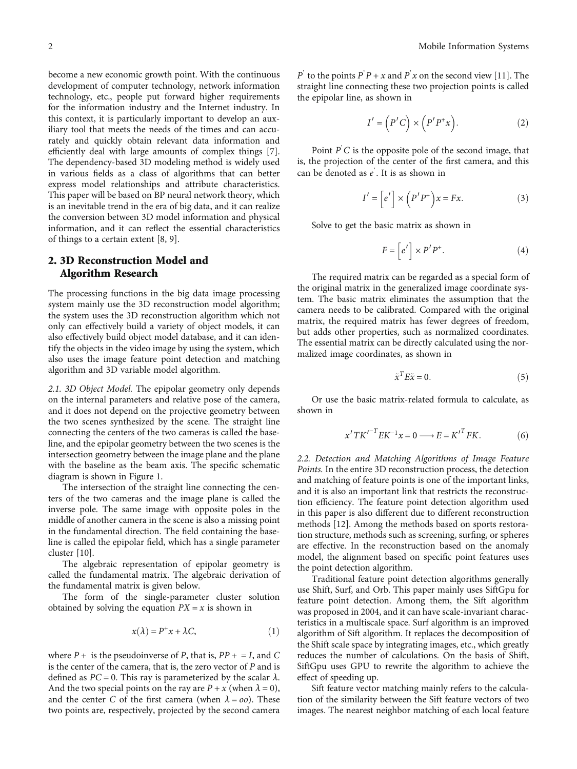become a new economic growth point. With the continuous development of computer technology, network information technology, etc., people put forward higher requirements for the information industry and the Internet industry. In this context, it is particularly important to develop an auxiliary tool that meets the needs of the times and can accurately and quickly obtain relevant data information and efficiently deal with large amounts of complex things [7]. The dependency-based 3D modeling method is widely used in various fields as a class of algorithms that can better express model relationships and attribute characteristics. This paper will be based on BP neural network theory, which is an inevitable trend in the era of big data, and it can realize the conversion between 3D model information and physical information, and it can reflect the essential characteristics of things to a certain extent [8, 9].

## 2. 3D Reconstruction Model and Algorithm Research

The processing functions in the big data image processing system mainly use the 3D reconstruction model algorithm; the system uses the 3D reconstruction algorithm which not only can effectively build a variety of object models, it can also effectively build object model database, and it can identify the objects in the video image by using the system, which also uses the image feature point detection and matching algorithm and 3D variable model algorithm.

*2.1. 3D Object Model.* The epipolar geometry only depends on the internal parameters and relative pose of the camera, and it does not depend on the projective geometry between the two scenes synthesized by the scene. The straight line connecting the centers of the two cameras is called the baseline, and the epipolar geometry between the two scenes is the intersection geometry between the image plane and the plane with the baseline as the beam axis. The specific schematic diagram is shown in Figure 1.

The intersection of the straight line connecting the centers of the two cameras and the image plane is called the inverse pole. The same image with opposite poles in the middle of another camera in the scene is also a missing point in the fundamental direction. The field containing the baseline is called the epipolar field, which has a single parameter cluster [10].

The algebraic representation of epipolar geometry is called the fundamental matrix. The algebraic derivation of the fundamental matrix is given below.

The form of the single-parameter cluster solution obtained by solving the equation $PX = x$ is shown in

$$x(\lambda) = P^{+}x + \lambda C, \tag{1}$$

where $P+$ is the pseudoinverse of $P$, that is, $PP+ = I$, and $C$ is the center of the camera, that is, the zero vector of $P$ and is defined as $PC = 0$. This ray is parameterized by the scalar $\lambda$. And the two special points on the ray are $P + x$ (when $\lambda = 0$), and the center $C$ of the first camera (when $\lambda = oo$). These two points are, respectively, projected by the second camera $P^{'}$ to the points $P^{'}P + x$ and $P^{'}x$ on the second view [11]. The straight line connecting these two projection points is called the epipolar line, as shown in

$$I' = \left(P'C\right) \times \left(P'P^{+}x\right). \tag{2}$$

Point $P^{'}C$ is the opposite pole of the second image, that is, the projection of the center of the first camera, and this can be denoted as $e^{'}$. It is as shown in

$$I' = \left[e'\right] \times \left(P'P^{+}\right)x = Fx. \tag{3}$$

Solve to get the basic matrix as shown in

$$F = \left[e'\right] \times P'P^{+}. \tag{4}$$

The required matrix can be regarded as a special form of the original matrix in the generalized image coordinate system. The basic matrix eliminates the assumption that the camera needs to be calibrated. Compared with the original matrix, the required matrix has fewer degrees of freedom, but adds other properties, such as normalized coordinates. The essential matrix can be directly calculated using the normalized image coordinates, as shown in

$$\tilde{x}^{T}E\tilde{x} = 0. \tag{5}$$

Or use the basic matrix-related formula to calculate, as shown in

$$x'TK'^{-T}EK^{-1}x = 0 \longrightarrow E = K'^{T}FK. \tag{6}$$

*2.2. Detection and Matching Algorithms of Image Feature Points.* In the entire 3D reconstruction process, the detection and matching of feature points is one of the important links, and it is also an important link that restricts the reconstruction efficiency. The feature point detection algorithm used in this paper is also different due to different reconstruction methods [12]. Among the methods based on sports restoration structure, methods such as screening, surfing, or spheres are effective. In the reconstruction based on the anomaly model, the alignment based on specific point features uses the point detection algorithm.

Traditional feature point detection algorithms generally use Shift, Surf, and Orb. This paper mainly uses SiftGpu for feature point detection. Among them, the Sift algorithm was proposed in 2004, and it can have scale-invariant characteristics in a multiscale space. Surf algorithm is an improved algorithm of Sift algorithm. It replaces the decomposition of the Shift scale space by integrating images, etc., which greatly reduces the number of calculations. On the basis of Shift, SiftGpu uses GPU to rewrite the algorithm to achieve the effect of speeding up.

Sift feature vector matching mainly refers to the calculation of the similarity between the Sift feature vectors of two images. The nearest neighbor matching of each local feature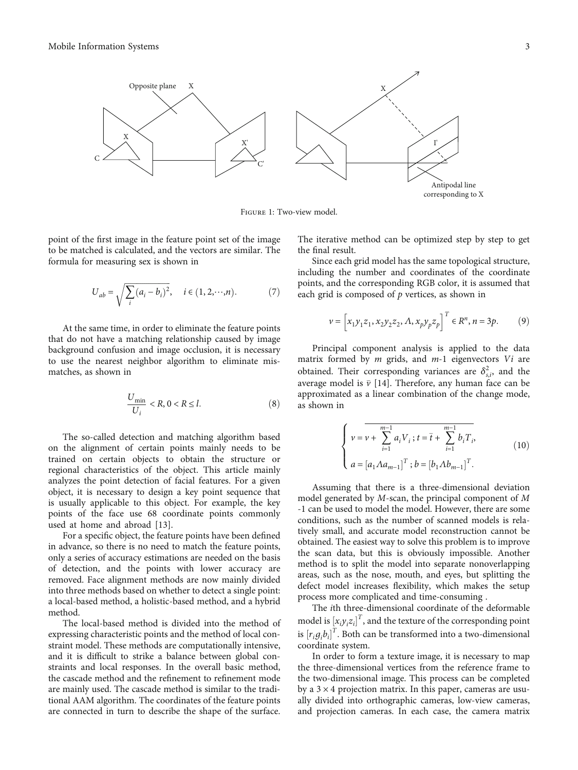Figure 1: Two-view model.

point of the first image in the feature point set of the image to be matched is calculated, and the vectors are similar. The formula for measuring sex is shown in

$$U_{ab} = \sqrt{\sum_i (a_i - b_i)^2}, \quad i \in (1, 2, \cdots, n). \tag{7}$$

At the same time, in order to eliminate the feature points that do not have a matching relationship caused by image background confusion and image occlusion, it is necessary to use the nearest neighbor algorithm to eliminate mismatches, as shown in

$$\frac{U_{\min}}{U_i} < R, 0 < R \leq l. \tag{8}$$

The so-called detection and matching algorithm based on the alignment of certain points mainly needs to be trained on certain objects to obtain the structure or regional characteristics of the object. This article mainly analyzes the point detection of facial features. For a given object, it is necessary to design a key point sequence that is usually applicable to this object. For example, the key points of the face use 68 coordinate points commonly used at home and abroad [13].

For a specific object, the feature points have been defined in advance, so there is no need to match the feature points, only a series of accuracy estimations are needed on the basis of detection, and the points with lower accuracy are removed. Face alignment methods are now mainly divided into three methods based on whether to detect a single point: a local-based method, a holistic-based method, and a hybrid method.

The local-based method is divided into the method of expressing characteristic points and the method of local constraint model. These methods are computationally intensive, and it is difficult to strike a balance between global constraints and local responses. In the overall basic method, the cascade method and the refinement to refinement mode are mainly used. The cascade method is similar to the traditional AAM algorithm. The coordinates of the feature points are connected in turn to describe the shape of the surface. The iterative method can be optimized step by step to get the final result.

Since each grid model has the same topological structure, including the number and coordinates of the coordinate points, and the corresponding RGB color, it is assumed that each grid is composed of $p$ vertices, as shown in

$$v = \left[x_1 y_1 z_1, x_2 y_2 z_2, \Lambda, x_p y_p z_p\right]^T \in R^n, n = 3p. \tag{9}$$

Principal component analysis is applied to the data matrix formed by $m$ grids, and $m$-1 eigenvectors $Vi$ are obtained. Their corresponding variances are $\delta_{s,i}^2$, and the average model is $\bar{v}$ [14]. Therefore, any human face can be approximated as a linear combination of the change mode, as shown in

$$\begin{cases} v = \overline{v + \sum_{i=1}^{m-1} a_i V_i \,;\, t = \bar{t} + \sum_{i=1}^{m-1} b_i T_i}, \\ a = \left[a_1 \Lambda a_{m-1}\right]^T ; b = \left[b_1 \Lambda b_{m-1}\right]^T. \end{cases} \tag{10}$$

Assuming that there is a three-dimensional deviation model generated by $M$-scan, the principal component of $M$ -1 can be used to model the model. However, there are some conditions, such as the number of scanned models is relatively small, and accurate model reconstruction cannot be obtained. The easiest way to solve this problem is to improve the scan data, but this is obviously impossible. Another method is to split the model into separate nonoverlapping areas, such as the nose, mouth, and eyes, but splitting the defect model increases flexibility, which makes the setup process more complicated and time-consuming .

The $i$th three-dimensional coordinate of the deformable model is $[x_i y_i z_i]^T$, and the texture of the corresponding point is $[r_i g_i b_i]^T$. Both can be transformed into a two-dimensional coordinate system.

In order to form a texture image, it is necessary to map the three-dimensional vertices from the reference frame to the two-dimensional image. This process can be completed by a $3 \times 4$ projection matrix. In this paper, cameras are usually divided into orthographic cameras, low-view cameras, and projection cameras. In each case, the camera matrix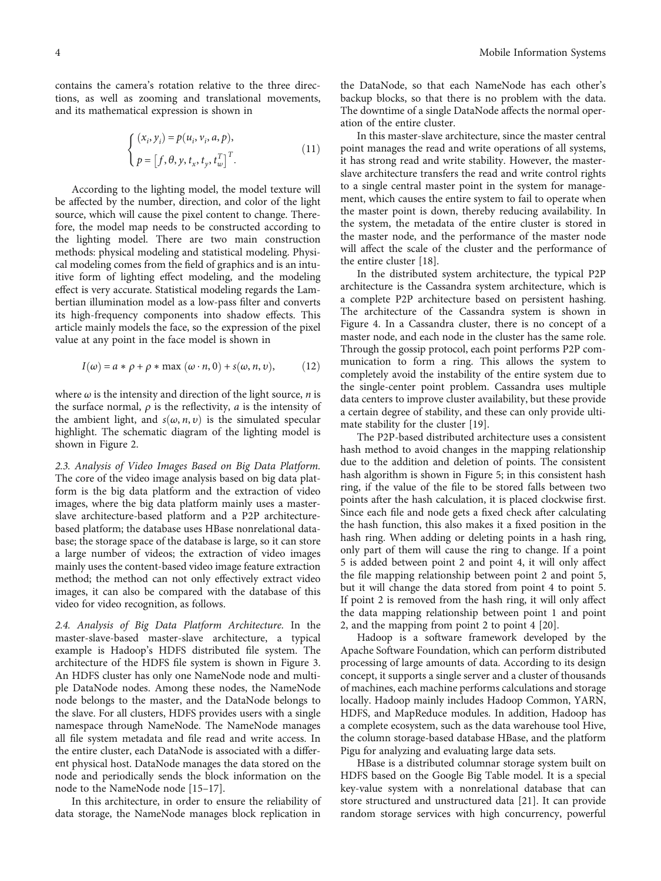contains the camera's rotation relative to the three directions, as well as zooming and translational movements, and its mathematical expression is shown in

$$\begin{cases} (x_i, y_i) = p(u_i, v_i, a, p), \\ p = \left[f, \theta, y, t_x, t_y, t_w^T\right]^T. \end{cases} \tag{11}$$

According to the lighting model, the model texture will be affected by the number, direction, and color of the light source, which will cause the pixel content to change. Therefore, the model map needs to be constructed according to the lighting model. There are two main construction methods: physical modeling and statistical modeling. Physical modeling comes from the field of graphics and is an intuitive form of lighting effect modeling, and the modeling effect is very accurate. Statistical modeling regards the Lambertian illumination model as a low-pass filter and converts its high-frequency components into shadow effects. This article mainly models the face, so the expression of the pixel value at any point in the face model is shown in

$$I(\omega) = a * \rho + \rho * \max(\omega \cdot n, 0) + s(\omega, n, v), \tag{12}$$

where $\omega$ is the intensity and direction of the light source, $n$ is the surface normal, $\rho$ is the reflectivity, $a$ is the intensity of the ambient light, and $s(\omega, n, v)$ is the simulated specular highlight. The schematic diagram of the lighting model is shown in Figure 2.

*2.3. Analysis of Video Images Based on Big Data Platform.* The core of the video image analysis based on big data platform is the big data platform and the extraction of video images, where the big data platform mainly uses a master-slave architecture-based platform and a P2P architecture-based platform; the database uses HBase nonrelational database; the storage space of the database is large, so it can store a large number of videos; the extraction of video images mainly uses the content-based video image feature extraction method; the method can not only effectively extract video images, it can also be compared with the database of this video for video recognition, as follows.

*2.4. Analysis of Big Data Platform Architecture.* In the master-slave-based master-slave architecture, a typical example is Hadoop's HDFS distributed file system. The architecture of the HDFS file system is shown in Figure 3. An HDFS cluster has only one NameNode node and multiple DataNode nodes. Among these nodes, the NameNode node belongs to the master, and the DataNode belongs to the slave. For all clusters, HDFS provides users with a single namespace through NameNode. The NameNode manages all file system metadata and file read and write access. In the entire cluster, each DataNode is associated with a different physical host. DataNode manages the data stored on the node and periodically sends the block information on the node to the NameNode node [15–17].

In this architecture, in order to ensure the reliability of data storage, the NameNode manages block replication in the DataNode, so that each NameNode has each other's backup blocks, so that there is no problem with the data. The downtime of a single DataNode affects the normal operation of the entire cluster.

In this master-slave architecture, since the master central point manages the read and write operations of all systems, it has strong read and write stability. However, the master-slave architecture transfers the read and write control rights to a single central master point in the system for management, which causes the entire system to fail to operate when the master point is down, thereby reducing availability. In the system, the metadata of the entire cluster is stored in the master node, and the performance of the master node will affect the scale of the cluster and the performance of the entire cluster [18].

In the distributed system architecture, the typical P2P architecture is the Cassandra system architecture, which is a complete P2P architecture based on persistent hashing. The architecture of the Cassandra system is shown in Figure 4. In a Cassandra cluster, there is no concept of a master node, and each node in the cluster has the same role. Through the gossip protocol, each point performs P2P communication to form a ring. This allows the system to completely avoid the instability of the entire system due to the single-center point problem. Cassandra uses multiple data centers to improve cluster availability, but these provide a certain degree of stability, and these can only provide ultimate stability for the cluster [19].

The P2P-based distributed architecture uses a consistent hash method to avoid changes in the mapping relationship due to the addition and deletion of points. The consistent hash algorithm is shown in Figure 5; in this consistent hash ring, if the value of the file to be stored falls between two points after the hash calculation, it is placed clockwise first. Since each file and node gets a fixed check after calculating the hash function, this also makes it a fixed position in the hash ring. When adding or deleting points in a hash ring, only part of them will cause the ring to change. If a point 5 is added between point 2 and point 4, it will only affect the file mapping relationship between point 2 and point 5, but it will change the data stored from point 4 to point 5. If point 2 is removed from the hash ring, it will only affect the data mapping relationship between point 1 and point 2, and the mapping from point 2 to point 4 [20].

Hadoop is a software framework developed by the Apache Software Foundation, which can perform distributed processing of large amounts of data. According to its design concept, it supports a single server and a cluster of thousands of machines, each machine performs calculations and storage locally. Hadoop mainly includes Hadoop Common, YARN, HDFS, and MapReduce modules. In addition, Hadoop has a complete ecosystem, such as the data warehouse tool Hive, the column storage-based database HBase, and the platform Pigu for analyzing and evaluating large data sets.

HBase is a distributed columnar storage system built on HDFS based on the Google Big Table model. It is a special key-value system with a nonrelational database that can store structured and unstructured data [21]. It can provide random storage services with high concurrency, powerful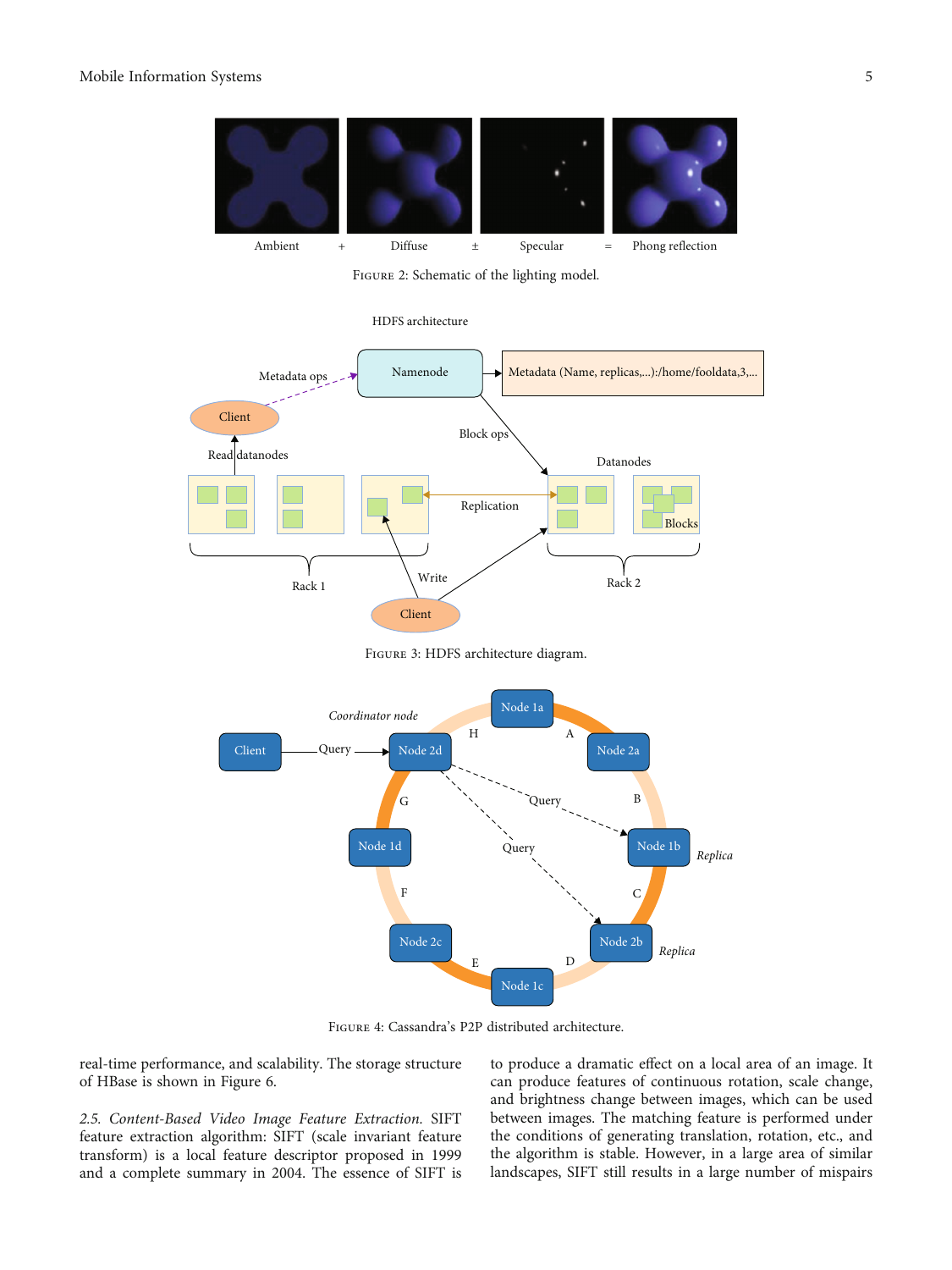Figure 2: Schematic of the lighting model.

Figure 3: HDFS architecture diagram.

Figure 4: Cassandra's P2P distributed architecture.

real-time performance, and scalability. The storage structure of HBase is shown in Figure 6.

*2.5. Content-Based Video Image Feature Extraction.* SIFT feature extraction algorithm: SIFT (scale invariant feature transform) is a local feature descriptor proposed in 1999 and a complete summary in 2004. The essence of SIFT is to produce a dramatic effect on a local area of an image. It can produce features of continuous rotation, scale change, and brightness change between images, which can be used between images. The matching feature is performed under the conditions of generating translation, rotation, etc., and the algorithm is stable. However, in a large area of similar landscapes, SIFT still results in a large number of mispairs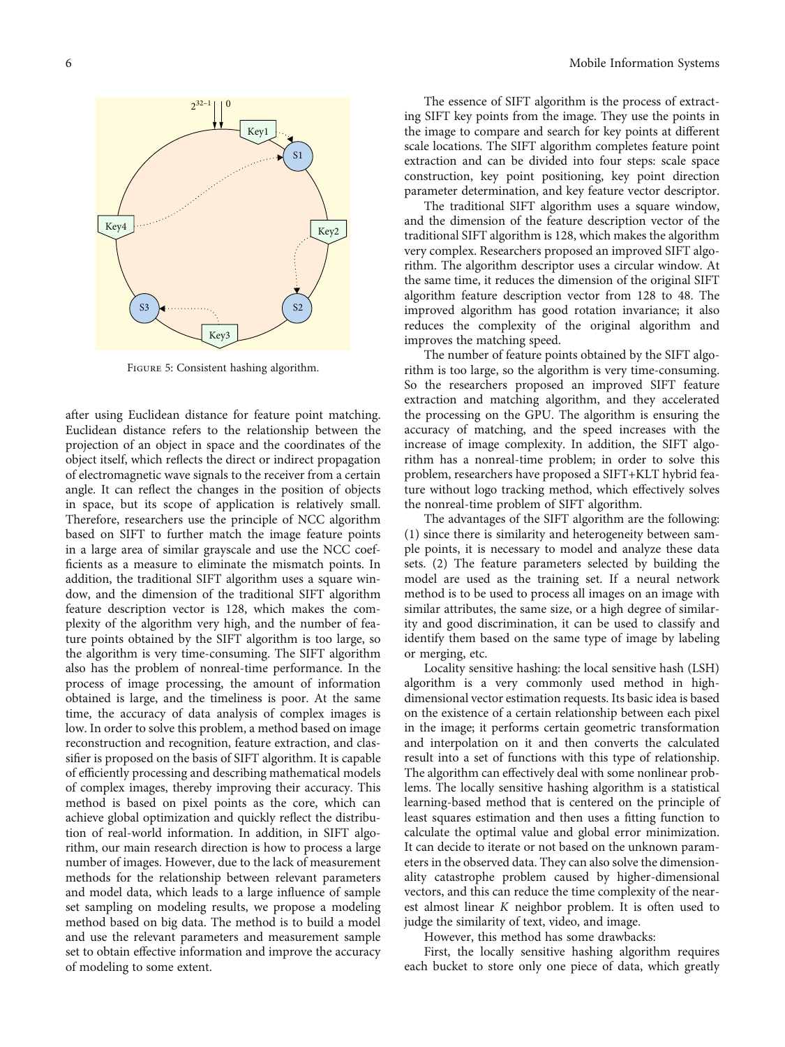Figure 5: Consistent hashing algorithm.

after using Euclidean distance for feature point matching. Euclidean distance refers to the relationship between the projection of an object in space and the coordinates of the object itself, which reflects the direct or indirect propagation of electromagnetic wave signals to the receiver from a certain angle. It can reflect the changes in the position of objects in space, but its scope of application is relatively small. Therefore, researchers use the principle of NCC algorithm based on SIFT to further match the image feature points in a large area of similar grayscale and use the NCC coefficients as a measure to eliminate the mismatch points. In addition, the traditional SIFT algorithm uses a square window, and the dimension of the traditional SIFT algorithm feature description vector is 128, which makes the complexity of the algorithm very high, and the number of feature points obtained by the SIFT algorithm is too large, so the algorithm is very time-consuming. The SIFT algorithm also has the problem of nonreal-time performance. In the process of image processing, the amount of information obtained is large, and the timeliness is poor. At the same time, the accuracy of data analysis of complex images is low. In order to solve this problem, a method based on image reconstruction and recognition, feature extraction, and classifier is proposed on the basis of SIFT algorithm. It is capable of efficiently processing and describing mathematical models of complex images, thereby improving their accuracy. This method is based on pixel points as the core, which can achieve global optimization and quickly reflect the distribution of real-world information. In addition, in SIFT algorithm, our main research direction is how to process a large number of images. However, due to the lack of measurement methods for the relationship between relevant parameters and model data, which leads to a large influence of sample set sampling on modeling results, we propose a modeling method based on big data. The method is to build a model and use the relevant parameters and measurement sample set to obtain effective information and improve the accuracy of modeling to some extent.

The essence of SIFT algorithm is the process of extracting SIFT key points from the image. They use the points in the image to compare and search for key points at different scale locations. The SIFT algorithm completes feature point extraction and can be divided into four steps: scale space construction, key point positioning, key point direction parameter determination, and key feature vector descriptor.

The traditional SIFT algorithm uses a square window, and the dimension of the feature description vector of the traditional SIFT algorithm is 128, which makes the algorithm very complex. Researchers proposed an improved SIFT algorithm. The algorithm descriptor uses a circular window. At the same time, it reduces the dimension of the original SIFT algorithm feature description vector from 128 to 48. The improved algorithm has good rotation invariance; it also reduces the complexity of the original algorithm and improves the matching speed.

The number of feature points obtained by the SIFT algorithm is too large, so the algorithm is very time-consuming. So the researchers proposed an improved SIFT feature extraction and matching algorithm, and they accelerated the processing on the GPU. The algorithm is ensuring the accuracy of matching, and the speed increases with the increase of image complexity. In addition, the SIFT algorithm has a nonreal-time problem; in order to solve this problem, researchers have proposed a SIFT+KLT hybrid feature without logo tracking method, which effectively solves the nonreal-time problem of SIFT algorithm.

The advantages of the SIFT algorithm are the following: (1) since there is similarity and heterogeneity between sample points, it is necessary to model and analyze these data sets. (2) The feature parameters selected by building the model are used as the training set. If a neural network method is to be used to process all images on an image with similar attributes, the same size, or a high degree of similarity and good discrimination, it can be used to classify and identify them based on the same type of image by labeling or merging, etc.

Locality sensitive hashing: the local sensitive hash (LSH) algorithm is a very commonly used method in high-dimensional vector estimation requests. Its basic idea is based on the existence of a certain relationship between each pixel in the image; it performs certain geometric transformation and interpolation on it and then converts the calculated result into a set of functions with this type of relationship. The algorithm can effectively deal with some nonlinear problems. The locally sensitive hashing algorithm is a statistical learning-based method that is centered on the principle of least squares estimation and then uses a fitting function to calculate the optimal value and global error minimization. It can decide to iterate or not based on the unknown parameters in the observed data. They can also solve the dimensionality catastrophe problem caused by higher-dimensional vectors, and this can reduce the time complexity of the nearest almost linear $K$ neighbor problem. It is often used to judge the similarity of text, video, and image.

However, this method has some drawbacks:

First, the locally sensitive hashing algorithm requires each bucket to store only one piece of data, which greatly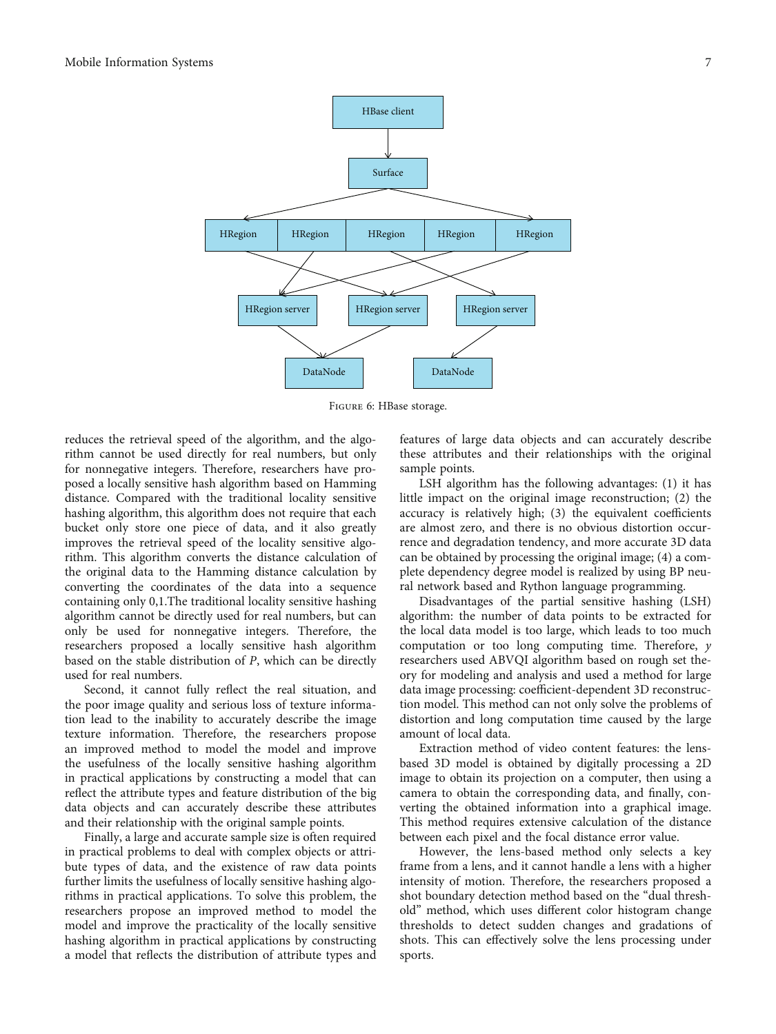Figure 6: HBase storage.

reduces the retrieval speed of the algorithm, and the algorithm cannot be used directly for real numbers, but only for nonnegative integers. Therefore, researchers have proposed a locally sensitive hash algorithm based on Hamming distance. Compared with the traditional locality sensitive hashing algorithm, this algorithm does not require that each bucket only store one piece of data, and it also greatly improves the retrieval speed of the locality sensitive algorithm. This algorithm converts the distance calculation of the original data to the Hamming distance calculation by converting the coordinates of the data into a sequence containing only 0,1.The traditional locality sensitive hashing algorithm cannot be directly used for real numbers, but can only be used for nonnegative integers. Therefore, the researchers proposed a locally sensitive hash algorithm based on the stable distribution of $P$, which can be directly used for real numbers.

Second, it cannot fully reflect the real situation, and the poor image quality and serious loss of texture information lead to the inability to accurately describe the image texture information. Therefore, the researchers propose an improved method to model the model and improve the usefulness of the locally sensitive hashing algorithm in practical applications by constructing a model that can reflect the attribute types and feature distribution of the big data objects and can accurately describe these attributes and their relationship with the original sample points.

Finally, a large and accurate sample size is often required in practical problems to deal with complex objects or attribute types of data, and the existence of raw data points further limits the usefulness of locally sensitive hashing algorithms in practical applications. To solve this problem, the researchers propose an improved method to model the model and improve the practicality of the locally sensitive hashing algorithm in practical applications by constructing a model that reflects the distribution of attribute types and features of large data objects and can accurately describe these attributes and their relationships with the original sample points.

LSH algorithm has the following advantages: (1) it has little impact on the original image reconstruction; (2) the accuracy is relatively high; (3) the equivalent coefficients are almost zero, and there is no obvious distortion occurrence and degradation tendency, and more accurate 3D data can be obtained by processing the original image; (4) a complete dependency degree model is realized by using BP neural network based and Rython language programming.

Disadvantages of the partial sensitive hashing (LSH) algorithm: the number of data points to be extracted for the local data model is too large, which leads to too much computation or too long computing time. Therefore, $y$ researchers used ABVQI algorithm based on rough set theory for modeling and analysis and used a method for large data image processing: coefficient-dependent 3D reconstruction model. This method can not only solve the problems of distortion and long computation time caused by the large amount of local data.

Extraction method of video content features: the lens-based 3D model is obtained by digitally processing a 2D image to obtain its projection on a computer, then using a camera to obtain the corresponding data, and finally, converting the obtained information into a graphical image. This method requires extensive calculation of the distance between each pixel and the focal distance error value.

However, the lens-based method only selects a key frame from a lens, and it cannot handle a lens with a higher intensity of motion. Therefore, the researchers proposed a shot boundary detection method based on the "dual threshold" method, which uses different color histogram change thresholds to detect sudden changes and gradations of shots. This can effectively solve the lens processing under sports.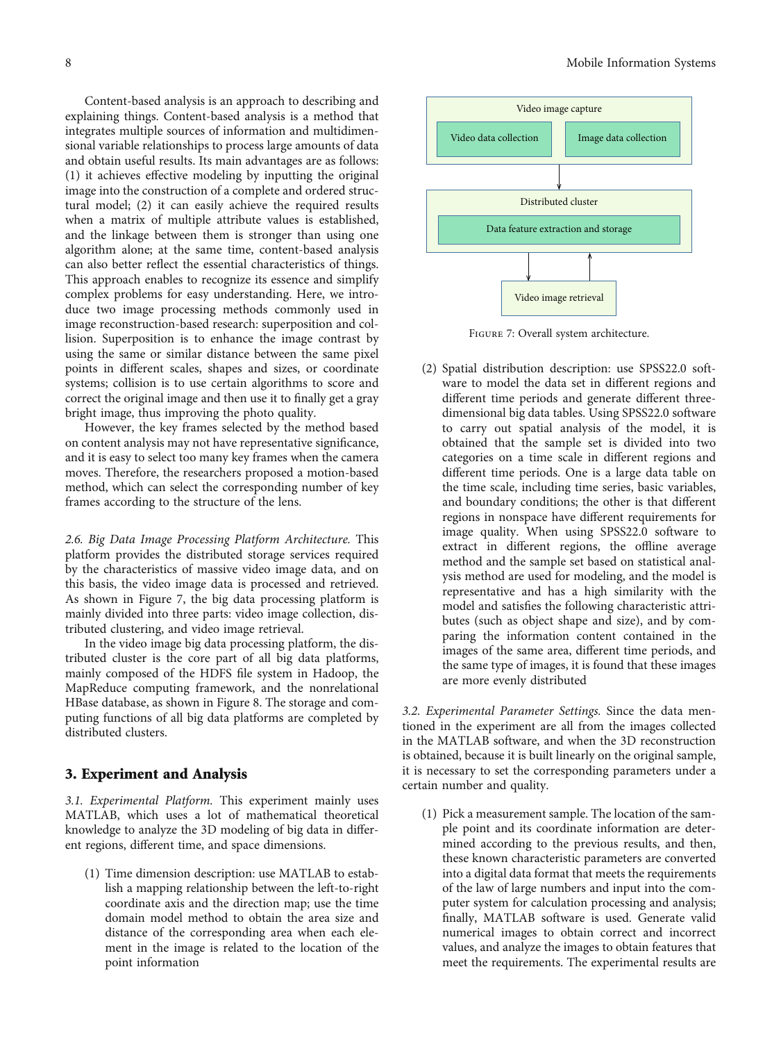Content-based analysis is an approach to describing and explaining things. Content-based analysis is a method that integrates multiple sources of information and multidimensional variable relationships to process large amounts of data and obtain useful results. Its main advantages are as follows: (1) it achieves effective modeling by inputting the original image into the construction of a complete and ordered structural model; (2) it can easily achieve the required results when a matrix of multiple attribute values is established, and the linkage between them is stronger than using one algorithm alone; at the same time, content-based analysis can also better reflect the essential characteristics of things. This approach enables to recognize its essence and simplify complex problems for easy understanding. Here, we introduce two image processing methods commonly used in image reconstruction-based research: superposition and collision. Superposition is to enhance the image contrast by using the same or similar distance between the same pixel points in different scales, shapes and sizes, or coordinate systems; collision is to use certain algorithms to score and correct the original image and then use it to finally get a gray bright image, thus improving the photo quality.

However, the key frames selected by the method based on content analysis may not have representative significance, and it is easy to select too many key frames when the camera moves. Therefore, the researchers proposed a motion-based method, which can select the corresponding number of key frames according to the structure of the lens.

*2.6. Big Data Image Processing Platform Architecture.* This platform provides the distributed storage services required by the characteristics of massive video image data, and on this basis, the video image data is processed and retrieved. As shown in Figure 7, the big data processing platform is mainly divided into three parts: video image collection, distributed clustering, and video image retrieval.

In the video image big data processing platform, the distributed cluster is the core part of all big data platforms, mainly composed of the HDFS file system in Hadoop, the MapReduce computing framework, and the nonrelational HBase database, as shown in Figure 8. The storage and computing functions of all big data platforms are completed by distributed clusters.

Video image capture

Video data collection | Image data collection

Distributed cluster

Data feature extraction and storage

Video image retrieval

Figure 7: Overall system architecture.

## 3. Experiment and Analysis

*3.1. Experimental Platform.* This experiment mainly uses MATLAB, which uses a lot of mathematical theoretical knowledge to analyze the 3D modeling of big data in different regions, different time, and space dimensions.

(1) Time dimension description: use MATLAB to establish a mapping relationship between the left-to-right coordinate axis and the direction map; use the time domain model method to obtain the area size and distance of the corresponding area when each element in the image is related to the location of the point information

(2) Spatial distribution description: use SPSS22.0 software to model the data set in different regions and different time periods and generate different three-dimensional big data tables. Using SPSS22.0 software to carry out spatial analysis of the model, it is obtained that the sample set is divided into two categories on a time scale in different regions and different time periods. One is a large data table on the time scale, including time series, basic variables, and boundary conditions; the other is that different regions in nonspace have different requirements for image quality. When using SPSS22.0 software to extract in different regions, the offline average method and the sample set based on statistical analysis method are used for modeling, and the model is representative and has a high similarity with the model and satisfies the following characteristic attributes (such as object shape and size), and by comparing the information content contained in the images of the same area, different time periods, and the same type of images, it is found that these images are more evenly distributed

*3.2. Experimental Parameter Settings.* Since the data mentioned in the experiment are all from the images collected in the MATLAB software, and when the 3D reconstruction is obtained, because it is built linearly on the original sample, it is necessary to set the corresponding parameters under a certain number and quality.

(1) Pick a measurement sample. The location of the sample point and its coordinate information are determined according to the previous results, and then, these known characteristic parameters are converted into a digital data format that meets the requirements of the law of large numbers and input into the computer system for calculation processing and analysis; finally, MATLAB software is used. Generate valid numerical images to obtain correct and incorrect values, and analyze the images to obtain features that meet the requirements. The experimental results are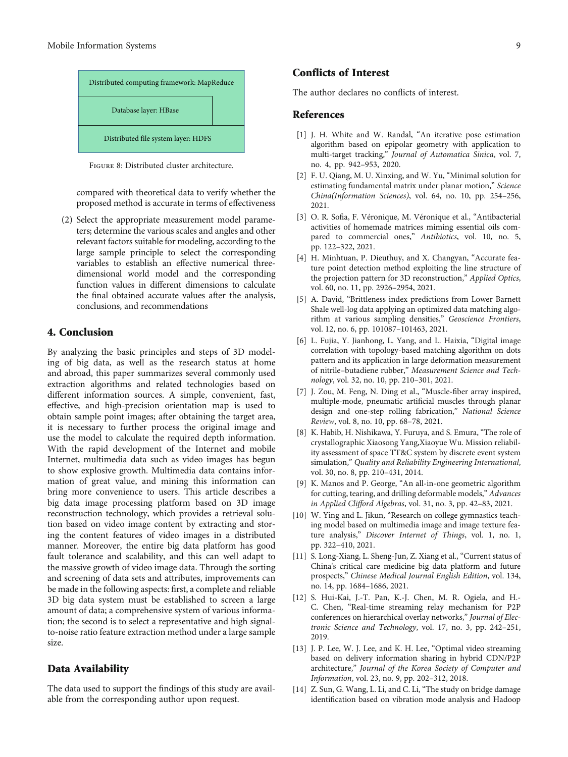| Distributed computing framework: MapReduce |
| --- |
| Database layer: HBase |
| Distributed file system layer: HDFS |

Figure 8: Distributed cluster architecture.

compared with theoretical data to verify whether the proposed method is accurate in terms of effectiveness

(2) Select the appropriate measurement model parameters; determine the various scales and angles and other relevant factors suitable for modeling, according to the large sample principle to select the corresponding variables to establish an effective numerical three-dimensional world model and the corresponding function values in different dimensions to calculate the final obtained accurate values after the analysis, conclusions, and recommendations

## 4. Conclusion

By analyzing the basic principles and steps of 3D modeling of big data, as well as the research status at home and abroad, this paper summarizes several commonly used extraction algorithms and related technologies based on different information sources. A simple, convenient, fast, effective, and high-precision orientation map is used to obtain sample point images; after obtaining the target area, it is necessary to further process the original image and use the model to calculate the required depth information. With the rapid development of the Internet and mobile Internet, multimedia data such as video images has begun to show explosive growth. Multimedia data contains information of great value, and mining this information can bring more convenience to users. This article describes a big data image processing platform based on 3D image reconstruction technology, which provides a retrieval solution based on video image content by extracting and storing the content features of video images in a distributed manner. Moreover, the entire big data platform has good fault tolerance and scalability, and this can well adapt to the massive growth of video image data. Through the sorting and screening of data sets and attributes, improvements can be made in the following aspects: first, a complete and reliable 3D big data system must be established to screen a large amount of data; a comprehensive system of various information; the second is to select a representative and high signal-to-noise ratio feature extraction method under a large sample size.

## Data Availability

The data used to support the findings of this study are available from the corresponding author upon request.

## Conflicts of Interest

The author declares no conflicts of interest.

## References

[1] J. H. White and W. Randal, "An iterative pose estimation algorithm based on epipolar geometry with application to multi-target tracking," *Journal of Automatica Sinica*, vol. 7, no. 4, pp. 942–953, 2020.

[2] F. U. Qiang, M. U. Xinxing, and W. Yu, "Minimal solution for estimating fundamental matrix under planar motion," *Science China(Information Sciences)*, vol. 64, no. 10, pp. 254–256, 2021.

[3] O. R. Sofia, F. Véronique, M. Véronique et al., "Antibacterial activities of homemade matrices miming essential oils compared to commercial ones," *Antibiotics*, vol. 10, no. 5, pp. 122–322, 2021.

[4] H. Minhtuan, P. Dieuthuy, and X. Changyan, "Accurate feature point detection method exploiting the line structure of the projection pattern for 3D reconstruction," *Applied Optics*, vol. 60, no. 11, pp. 2926–2954, 2021.

[5] A. David, "Brittleness index predictions from Lower Barnett Shale well-log data applying an optimized data matching algorithm at various sampling densities," *Geoscience Frontiers*, vol. 12, no. 6, pp. 101087–101463, 2021.

[6] L. Fujia, Y. Jianhong, L. Yang, and L. Haixia, "Digital image correlation with topology-based matching algorithm on dots pattern and its application in large deformation measurement of nitrile–butadiene rubber," *Measurement Science and Technology*, vol. 32, no. 10, pp. 210–301, 2021.

[7] J. Zou, M. Feng, N. Ding et al., "Muscle-fiber array inspired, multiple-mode, pneumatic artificial muscles through planar design and one-step rolling fabrication," *National Science Review*, vol. 8, no. 10, pp. 68–78, 2021.

[8] K. Habib, H. Nishikawa, Y. Furuya, and S. Emura, "The role of crystallographic Xiaosong Yang,Xiaoyue Wu. Mission reliability assessment of space TT&C system by discrete event system simulation," *Quality and Reliability Engineering International*, vol. 30, no. 8, pp. 210–431, 2014.

[9] K. Manos and P. George, "An all-in-one geometric algorithm for cutting, tearing, and drilling deformable models," *Advances in Applied Clifford Algebras*, vol. 31, no. 3, pp. 42–83, 2021.

[10] W. Ying and L. Jikun, "Research on college gymnastics teaching model based on multimedia image and image texture feature analysis," *Discover Internet of Things*, vol. 1, no. 1, pp. 322–410, 2021.

[11] S. Long-Xiang, L. Sheng-Jun, Z. Xiang et al., "Current status of China's critical care medicine big data platform and future prospects," *Chinese Medical Journal English Edition*, vol. 134, no. 14, pp. 1684–1686, 2021.

[12] S. Hui-Kai, J.-T. Pan, K.-J. Chen, M. R. Ogiela, and H.-C. Chen, "Real-time streaming relay mechanism for P2P conferences on hierarchical overlay networks," *Journal of Electronic Science and Technology*, vol. 17, no. 3, pp. 242–251, 2019.

[13] J. P. Lee, W. J. Lee, and K. H. Lee, "Optimal video streaming based on delivery information sharing in hybrid CDN/P2P architecture," *Journal of the Korea Society of Computer and Information*, vol. 23, no. 9, pp. 202–312, 2018.

[14] Z. Sun, G. Wang, L. Li, and C. Li, "The study on bridge damage identification based on vibration mode analysis and Hadoop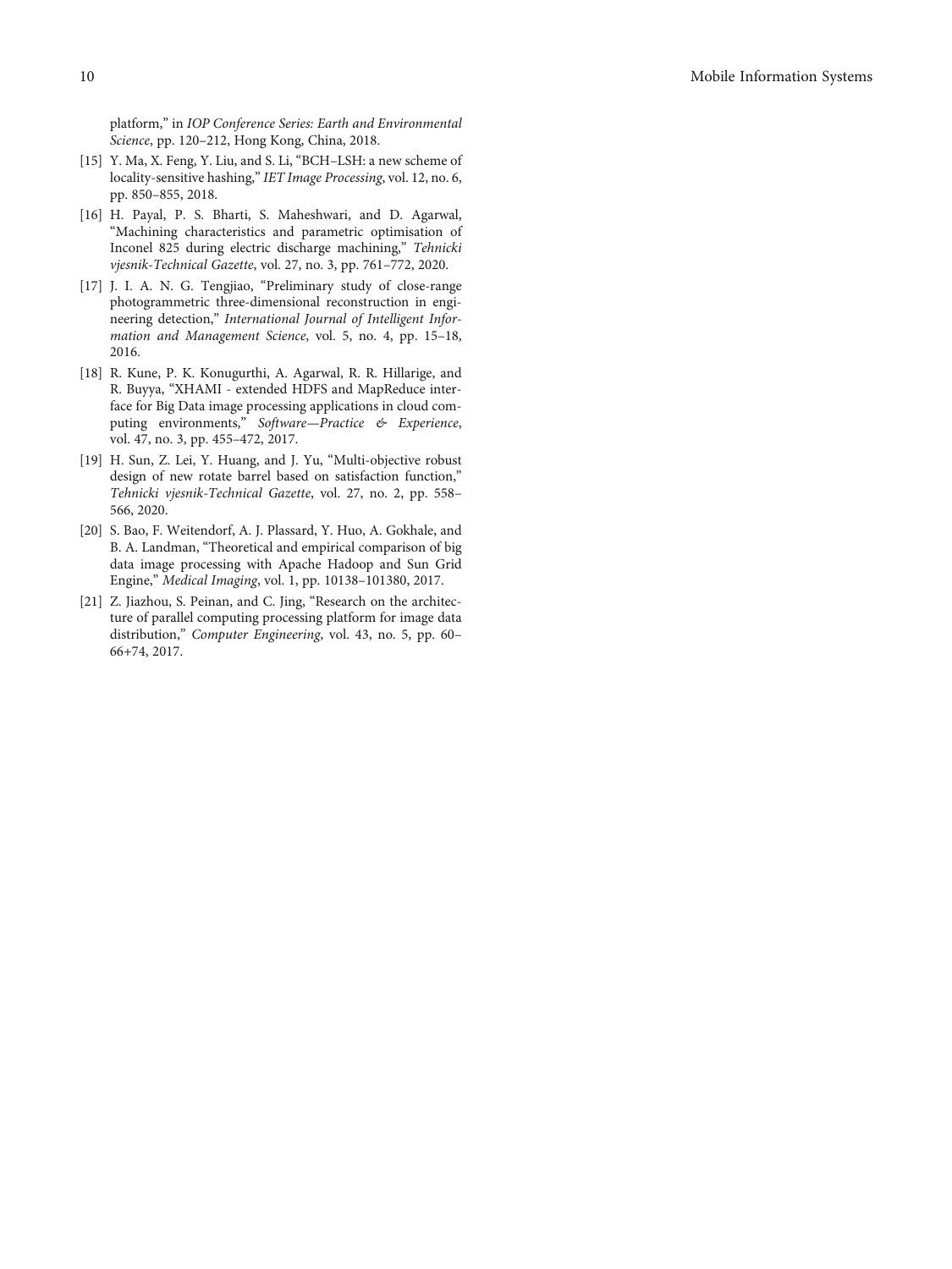platform," in *IOP Conference Series: Earth and Environmental Science*, pp. 120–212, Hong Kong, China, 2018.

[15] Y. Ma, X. Feng, Y. Liu, and S. Li, "BCH–LSH: a new scheme of locality-sensitive hashing," *IET Image Processing*, vol. 12, no. 6, pp. 850–855, 2018.

[16] H. Payal, P. S. Bharti, S. Maheshwari, and D. Agarwal, "Machining characteristics and parametric optimisation of Inconel 825 during electric discharge machining," *Tehnicki vjesnik-Technical Gazette*, vol. 27, no. 3, pp. 761–772, 2020.

[17] J. I. A. N. G. Tengjiao, "Preliminary study of close-range photogrammetric three-dimensional reconstruction in engineering detection," *International Journal of Intelligent Information and Management Science*, vol. 5, no. 4, pp. 15–18, 2016.

[18] R. Kune, P. K. Konugurthi, A. Agarwal, R. R. Hillarige, and R. Buyya, "XHAMI - extended HDFS and MapReduce interface for Big Data image processing applications in cloud computing environments," *Software—Practice & Experience*, vol. 47, no. 3, pp. 455–472, 2017.

[19] H. Sun, Z. Lei, Y. Huang, and J. Yu, "Multi-objective robust design of new rotate barrel based on satisfaction function," *Tehnicki vjesnik-Technical Gazette*, vol. 27, no. 2, pp. 558–566, 2020.

[20] S. Bao, F. Weitendorf, A. J. Plassard, Y. Huo, A. Gokhale, and B. A. Landman, "Theoretical and empirical comparison of big data image processing with Apache Hadoop and Sun Grid Engine," *Medical Imaging*, vol. 1, pp. 10138–101380, 2017.

[21] Z. Jiazhou, S. Peinan, and C. Jing, "Research on the architecture of parallel computing processing platform for image data distribution," *Computer Engineering*, vol. 43, no. 5, pp. 60–66+74, 2017.